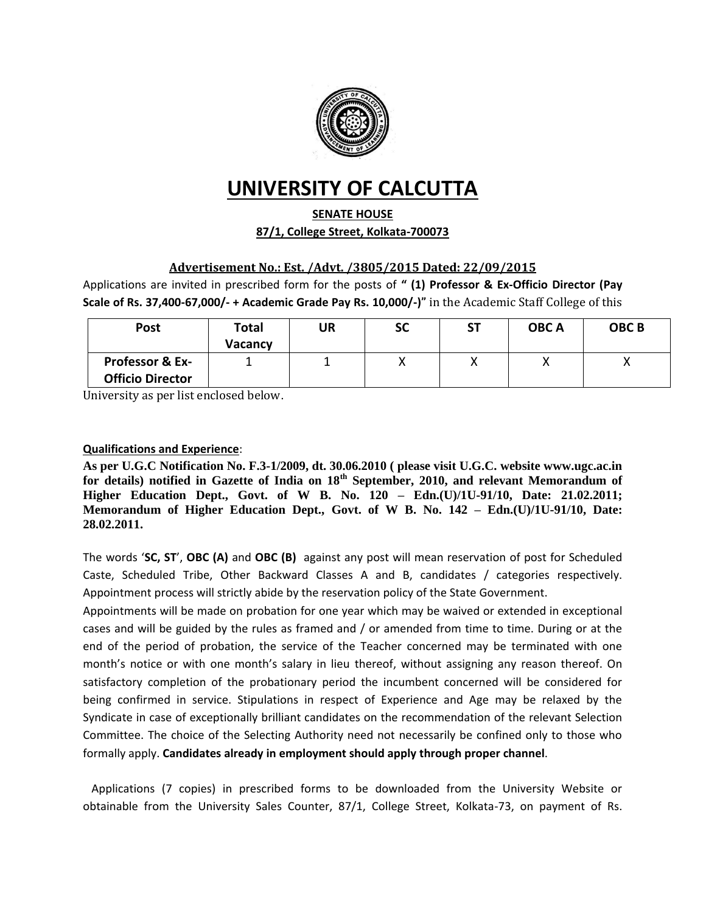# UNIVERSITY OF CALCUTTA

**SENATE HOUSE**

**87/1, College Street, Kolkata-700073**

**Advertisement No.: Est. /Advt. /3805/2015 Dated: 22/09/2015**

Applications are invited in prescribed form for the posts of **" (1) Professor & Ex-Officio Director (Pay Scale of Rs. 37,400-67,000/- + Academic Grade Pay Rs. 10,000/-)"** in the Academic Staff College of this University as per list enclosed below.

| Post | Total Vacancy | UR | SC | ST | OBC A | OBC B |
|---|---|---|---|---|---|---|
| **Professor & Ex-Officio Director** | 1 | 1 | X | X | X | X |

**Qualifications and Experience**:

**As per U.G.C Notification No. F.3-1/2009, dt. 30.06.2010 ( please visit U.G.C. website www.ugc.ac.in for details) notified in Gazette of India on 18th September, 2010, and relevant Memorandum of Higher Education Dept., Govt. of W B. No. 120 – Edn.(U)/1U-91/10, Date: 21.02.2011; Memorandum of Higher Education Dept., Govt. of W B. No. 142 – Edn.(U)/1U-91/10, Date: 28.02.2011.**

The words '**SC, ST**', **OBC (A)** and **OBC (B)** against any post will mean reservation of post for Scheduled Caste, Scheduled Tribe, Other Backward Classes A and B, candidates / categories respectively. Appointment process will strictly abide by the reservation policy of the State Government.

Appointments will be made on probation for one year which may be waived or extended in exceptional cases and will be guided by the rules as framed and / or amended from time to time. During or at the end of the period of probation, the service of the Teacher concerned may be terminated with one month's notice or with one month's salary in lieu thereof, without assigning any reason thereof. On satisfactory completion of the probationary period the incumbent concerned will be considered for being confirmed in service. Stipulations in respect of Experience and Age may be relaxed by the Syndicate in case of exceptionally brilliant candidates on the recommendation of the relevant Selection Committee. The choice of the Selecting Authority need not necessarily be confined only to those who formally apply. **Candidates already in employment should apply through proper channel**.

Applications (7 copies) in prescribed forms to be downloaded from the University Website or obtainable from the University Sales Counter, 87/1, College Street, Kolkata-73, on payment of Rs.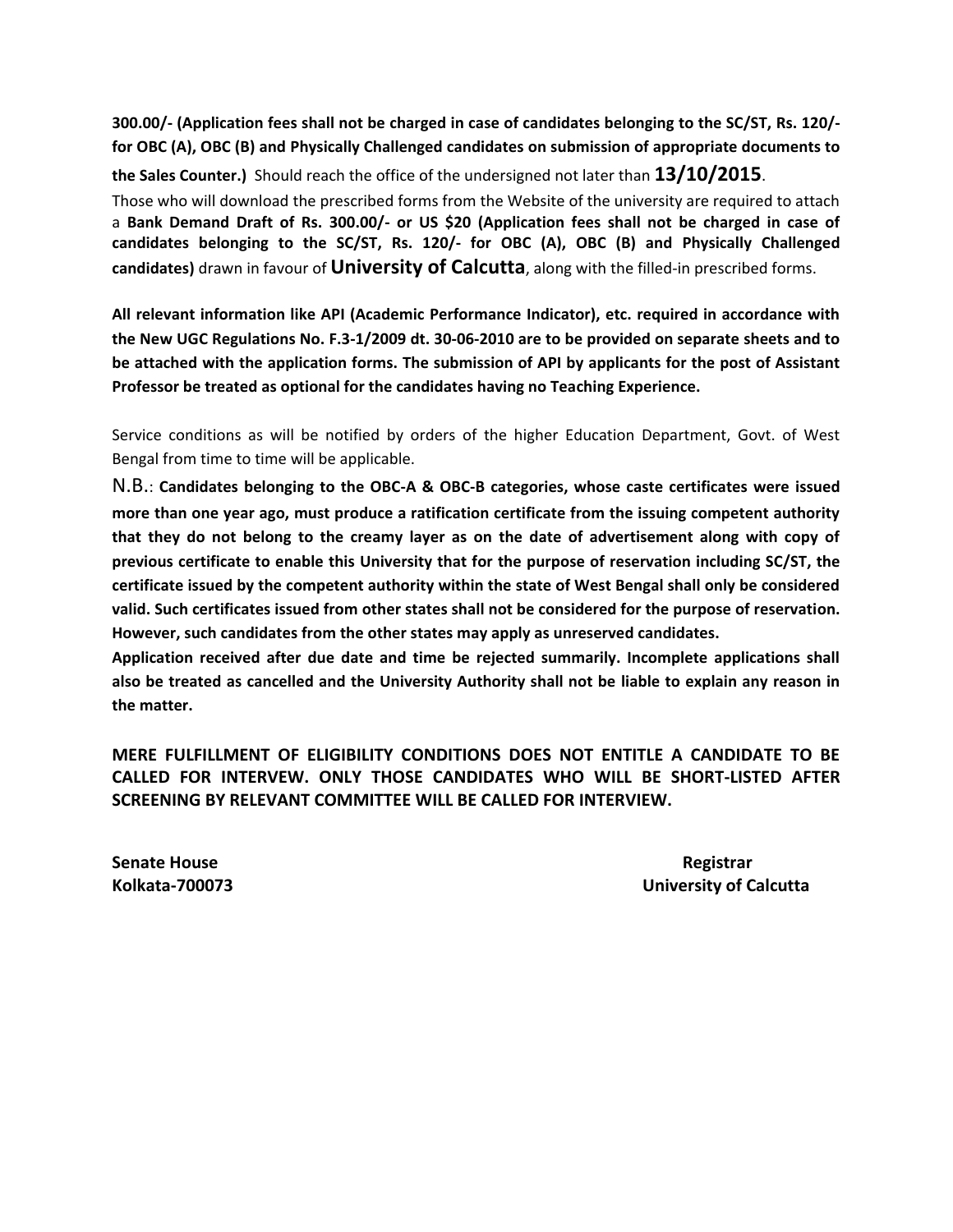**300.00/- (Application fees shall not be charged in case of candidates belonging to the SC/ST, Rs. 120/- for OBC (A), OBC (B) and Physically Challenged candidates on submission of appropriate documents to the Sales Counter.)** Should reach the office of the undersigned not later than **13/10/2015**.

Those who will download the prescribed forms from the Website of the university are required to attach a **Bank Demand Draft of Rs. 300.00/- or US $20 (Application fees shall not be charged in case of candidates belonging to the SC/ST, Rs. 120/- for OBC (A), OBC (B) and Physically Challenged candidates)** drawn in favour of **University of Calcutta**, along with the filled-in prescribed forms.

**All relevant information like API (Academic Performance Indicator), etc. required in accordance with the New UGC Regulations No. F.3-1/2009 dt. 30-06-2010 are to be provided on separate sheets and to be attached with the application forms. The submission of API by applicants for the post of Assistant Professor be treated as optional for the candidates having no Teaching Experience.**

Service conditions as will be notified by orders of the higher Education Department, Govt. of West Bengal from time to time will be applicable.

N.B.: **Candidates belonging to the OBC-A & OBC-B categories, whose caste certificates were issued more than one year ago, must produce a ratification certificate from the issuing competent authority that they do not belong to the creamy layer as on the date of advertisement along with copy of previous certificate to enable this University that for the purpose of reservation including SC/ST, the certificate issued by the competent authority within the state of West Bengal shall only be considered valid. Such certificates issued from other states shall not be considered for the purpose of reservation. However, such candidates from the other states may apply as unreserved candidates.**

**Application received after due date and time be rejected summarily. Incomplete applications shall also be treated as cancelled and the University Authority shall not be liable to explain any reason in the matter.**

**MERE FULFILLMENT OF ELIGIBILITY CONDITIONS DOES NOT ENTITLE A CANDIDATE TO BE CALLED FOR INTERVEW. ONLY THOSE CANDIDATES WHO WILL BE SHORT-LISTED AFTER SCREENING BY RELEVANT COMMITTEE WILL BE CALLED FOR INTERVIEW.**

**Senate House**
**Kolkata-700073**

**Registrar**
**University of Calcutta**